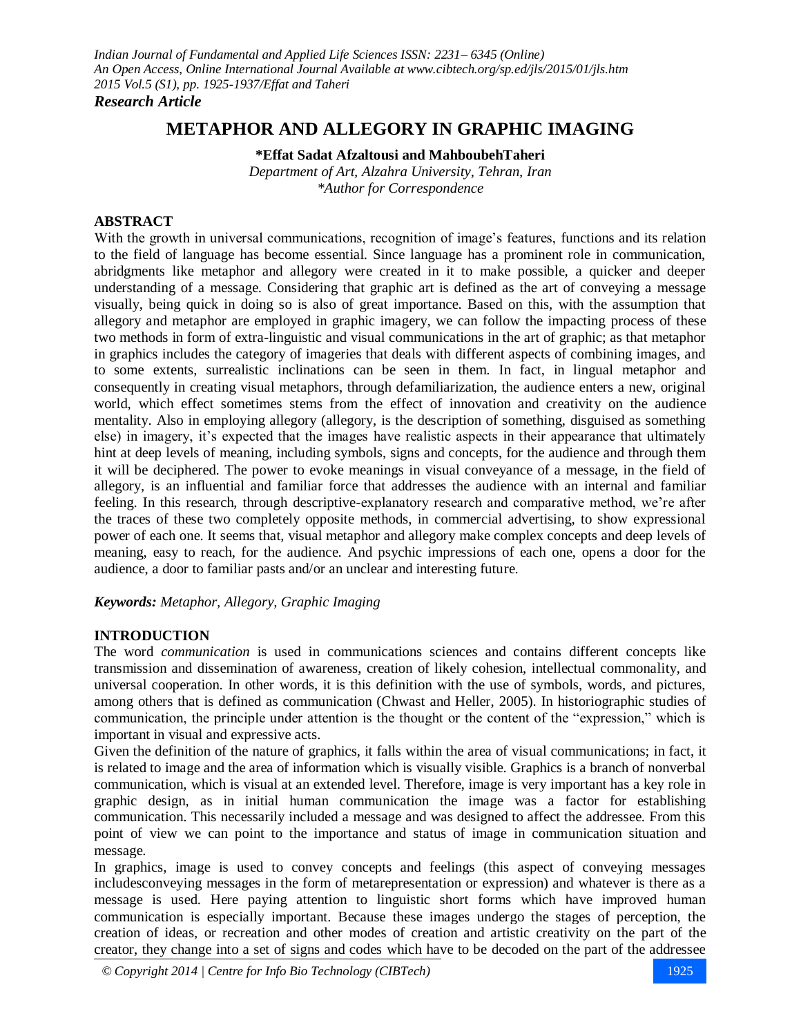*Research Article*

# METAPHOR AND ALLEGORY IN GRAPHIC IMAGING

**\*Effat Sadat Afzaltousi and MahboubehTaheri**

*Department of Art, Alzahra University, Tehran, Iran*
*\*Author for Correspondence*

## ABSTRACT

With the growth in universal communications, recognition of image's features, functions and its relation to the field of language has become essential. Since language has a prominent role in communication, abridgments like metaphor and allegory were created in it to make possible, a quicker and deeper understanding of a message. Considering that graphic art is defined as the art of conveying a message visually, being quick in doing so is also of great importance. Based on this, with the assumption that allegory and metaphor are employed in graphic imagery, we can follow the impacting process of these two methods in form of extra-linguistic and visual communications in the art of graphic; as that metaphor in graphics includes the category of imageries that deals with different aspects of combining images, and to some extents, surrealistic inclinations can be seen in them. In fact, in lingual metaphor and consequently in creating visual metaphors, through defamiliarization, the audience enters a new, original world, which effect sometimes stems from the effect of innovation and creativity on the audience mentality. Also in employing allegory (allegory, is the description of something, disguised as something else) in imagery, it's expected that the images have realistic aspects in their appearance that ultimately hint at deep levels of meaning, including symbols, signs and concepts, for the audience and through them it will be deciphered. The power to evoke meanings in visual conveyance of a message, in the field of allegory, is an influential and familiar force that addresses the audience with an internal and familiar feeling. In this research, through descriptive-explanatory research and comparative method, we're after the traces of these two completely opposite methods, in commercial advertising, to show expressional power of each one. It seems that, visual metaphor and allegory make complex concepts and deep levels of meaning, easy to reach, for the audience. And psychic impressions of each one, opens a door for the audience, a door to familiar pasts and/or an unclear and interesting future.

***Keywords:*** *Metaphor, Allegory, Graphic Imaging*

## INTRODUCTION

The word *communication* is used in communications sciences and contains different concepts like transmission and dissemination of awareness, creation of likely cohesion, intellectual commonality, and universal cooperation. In other words, it is this definition with the use of symbols, words, and pictures, among others that is defined as communication (Chwast and Heller, 2005). In historiographic studies of communication, the principle under attention is the thought or the content of the "expression," which is important in visual and expressive acts.

Given the definition of the nature of graphics, it falls within the area of visual communications; in fact, it is related to image and the area of information which is visually visible. Graphics is a branch of nonverbal communication, which is visual at an extended level. Therefore, image is very important has a key role in graphic design, as in initial human communication the image was a factor for establishing communication. This necessarily included a message and was designed to affect the addressee. From this point of view we can point to the importance and status of image in communication situation and message.

In graphics, image is used to convey concepts and feelings (this aspect of conveying messages includesconveying messages in the form of metarepresentation or expression) and whatever is there as a message is used. Here paying attention to linguistic short forms which have improved human communication is especially important. Because these images undergo the stages of perception, the creation of ideas, or recreation and other modes of creation and artistic creativity on the part of the creator, they change into a set of signs and codes which have to be decoded on the part of the addressee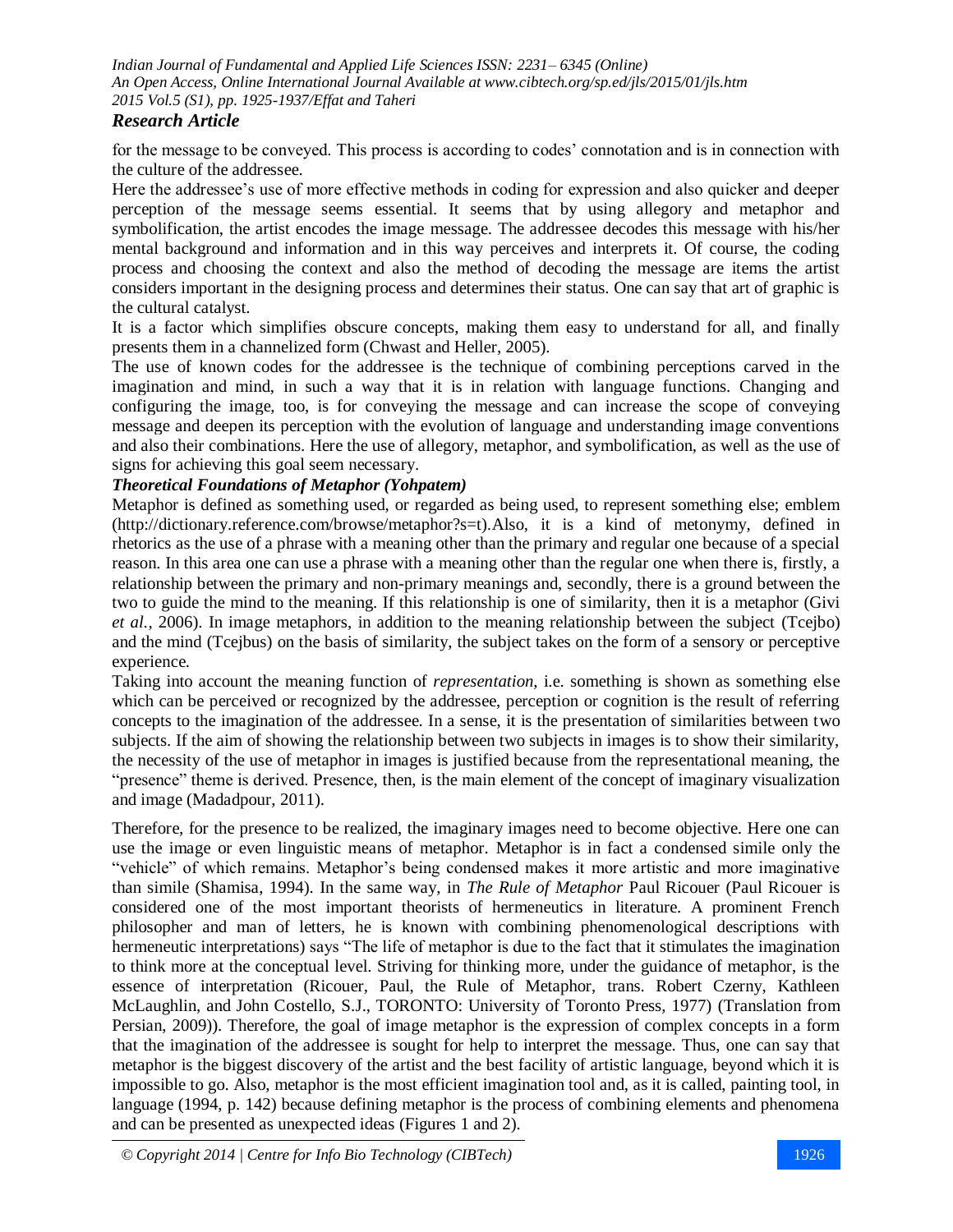for the message to be conveyed. This process is according to codes' connotation and is in connection with the culture of the addressee.

Here the addressee's use of more effective methods in coding for expression and also quicker and deeper perception of the message seems essential. It seems that by using allegory and metaphor and symbolification, the artist encodes the image message. The addressee decodes this message with his/her mental background and information and in this way perceives and interprets it. Of course, the coding process and choosing the context and also the method of decoding the message are items the artist considers important in the designing process and determines their status. One can say that art of graphic is the cultural catalyst.

It is a factor which simplifies obscure concepts, making them easy to understand for all, and finally presents them in a channelized form (Chwast and Heller, 2005).

The use of known codes for the addressee is the technique of combining perceptions carved in the imagination and mind, in such a way that it is in relation with language functions. Changing and configuring the image, too, is for conveying the message and can increase the scope of conveying message and deepen its perception with the evolution of language and understanding image conventions and also their combinations. Here the use of allegory, metaphor, and symbolification, as well as the use of signs for achieving this goal seem necessary.

### *Theoretical Foundations of Metaphor (Yohpatem)*

Metaphor is defined as something used, or regarded as being used, to represent something else; emblem (http://dictionary.reference.com/browse/metaphor?s=t).Also, it is a kind of metonymy, defined in rhetorics as the use of a phrase with a meaning other than the primary and regular one because of a special reason. In this area one can use a phrase with a meaning other than the regular one when there is, firstly, a relationship between the primary and non-primary meanings and, secondly, there is a ground between the two to guide the mind to the meaning. If this relationship is one of similarity, then it is a metaphor (Givi *et al.,* 2006). In image metaphors, in addition to the meaning relationship between the subject (Tcejbo) and the mind (Tcejbus) on the basis of similarity, the subject takes on the form of a sensory or perceptive experience.

Taking into account the meaning function of *representation*, i.e. something is shown as something else which can be perceived or recognized by the addressee, perception or cognition is the result of referring concepts to the imagination of the addressee. In a sense, it is the presentation of similarities between two subjects. If the aim of showing the relationship between two subjects in images is to show their similarity, the necessity of the use of metaphor in images is justified because from the representational meaning, the "presence" theme is derived. Presence, then, is the main element of the concept of imaginary visualization and image (Madadpour, 2011).

Therefore, for the presence to be realized, the imaginary images need to become objective. Here one can use the image or even linguistic means of metaphor. Metaphor is in fact a condensed simile only the "vehicle" of which remains. Metaphor's being condensed makes it more artistic and more imaginative than simile (Shamisa, 1994). In the same way, in *The Rule of Metaphor* Paul Ricouer (Paul Ricouer is considered one of the most important theorists of hermeneutics in literature. A prominent French philosopher and man of letters, he is known with combining phenomenological descriptions with hermeneutic interpretations) says "The life of metaphor is due to the fact that it stimulates the imagination to think more at the conceptual level. Striving for thinking more, under the guidance of metaphor, is the essence of interpretation (Ricouer, Paul, the Rule of Metaphor, trans. Robert Czerny, Kathleen McLaughlin, and John Costello, S.J., TORONTO: University of Toronto Press, 1977) (Translation from Persian, 2009)). Therefore, the goal of image metaphor is the expression of complex concepts in a form that the imagination of the addressee is sought for help to interpret the message. Thus, one can say that metaphor is the biggest discovery of the artist and the best facility of artistic language, beyond which it is impossible to go. Also, metaphor is the most efficient imagination tool and, as it is called, painting tool, in language (1994, p. 142) because defining metaphor is the process of combining elements and phenomena and can be presented as unexpected ideas (Figures 1 and 2).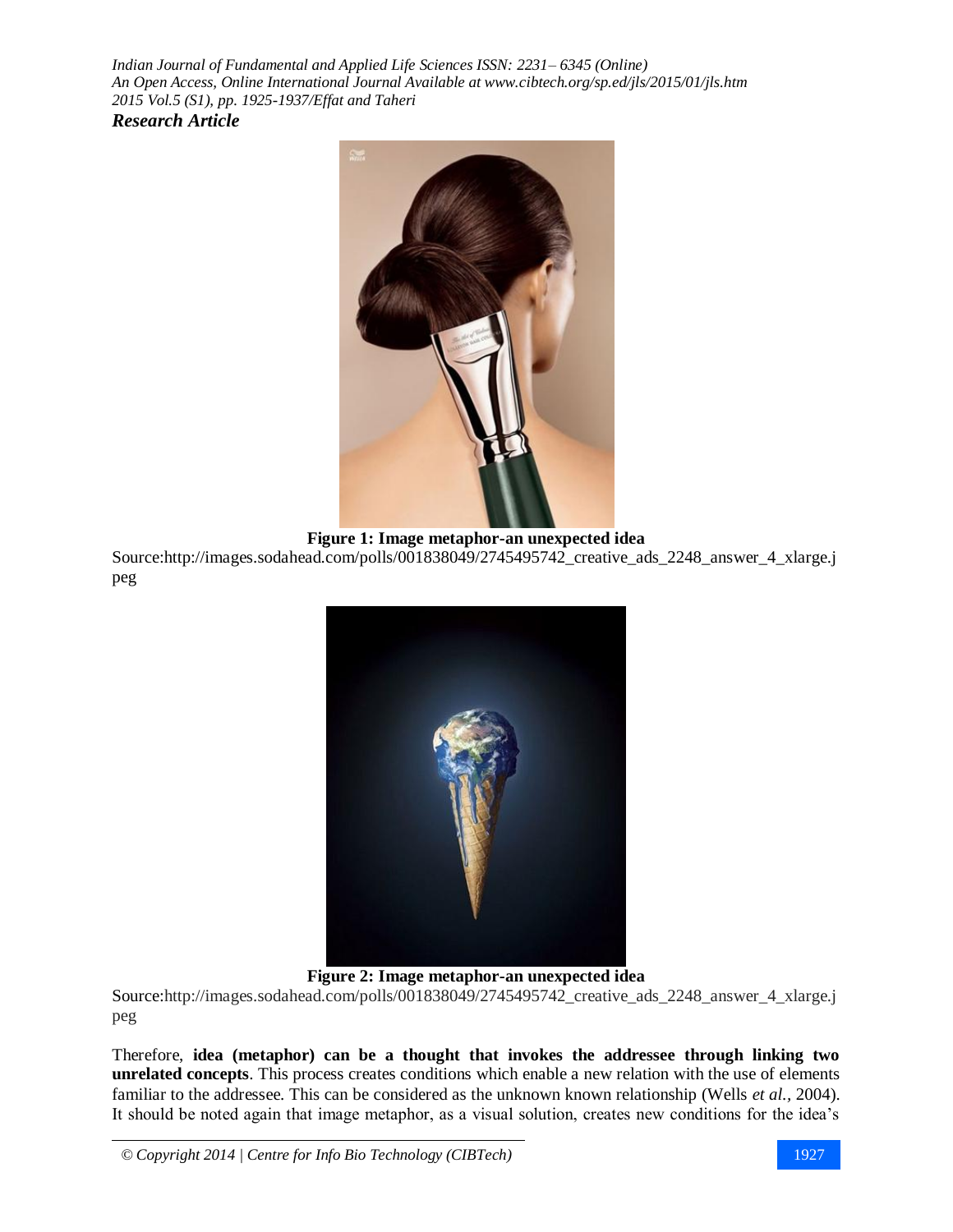**Figure 1: Image metaphor-an unexpected idea**

Source:http://images.sodahead.com/polls/001838049/2745495742_creative_ads_2248_answer_4_xlarge.jpeg

**Figure 2: Image metaphor-an unexpected idea**

Source:http://images.sodahead.com/polls/001838049/2745495742_creative_ads_2248_answer_4_xlarge.jpeg

Therefore, **idea (metaphor) can be a thought that invokes the addressee through linking two unrelated concepts**. This process creates conditions which enable a new relation with the use of elements familiar to the addressee. This can be considered as the unknown known relationship (Wells *et al.*, 2004). It should be noted again that image metaphor, as a visual solution, creates new conditions for the idea's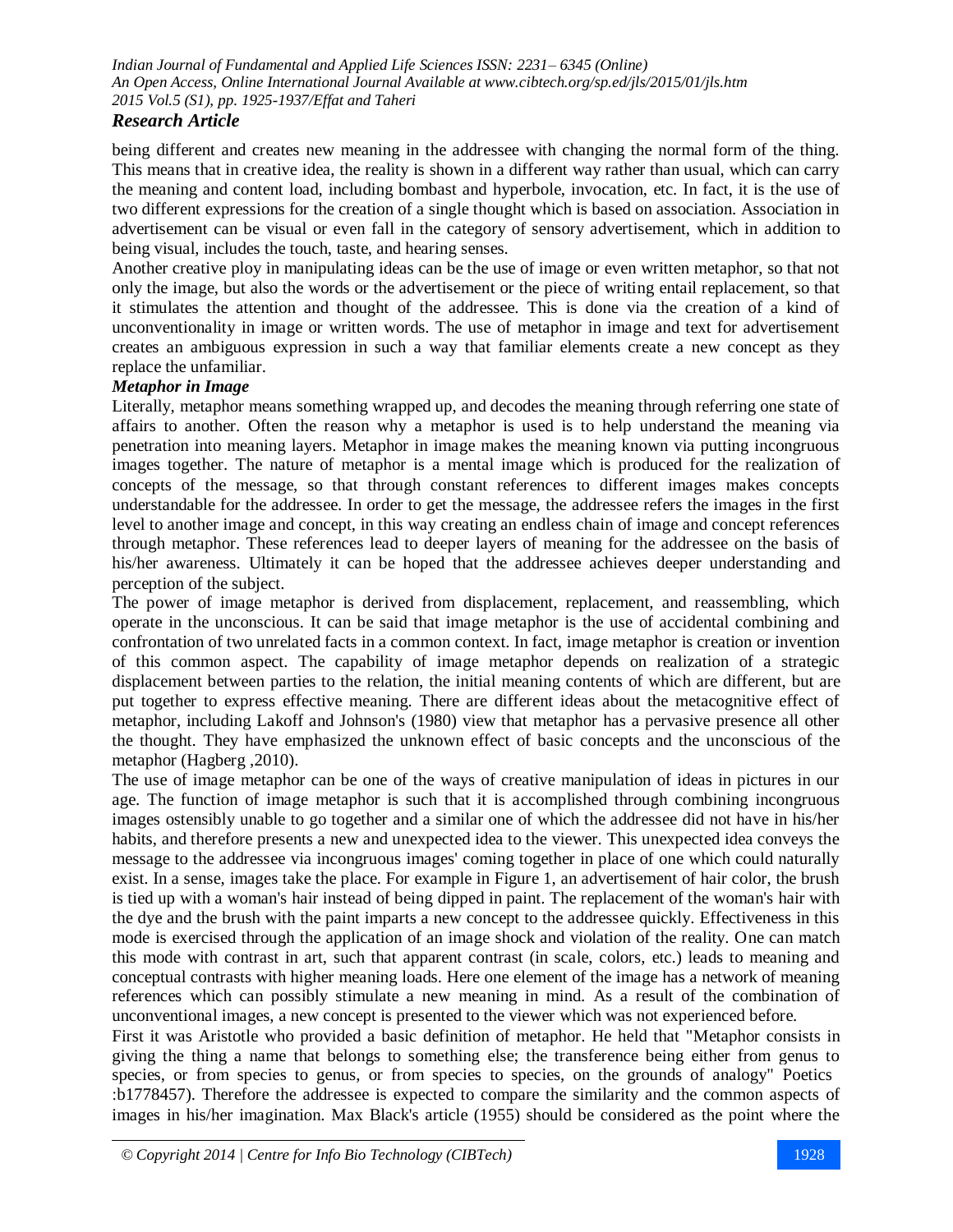being different and creates new meaning in the addressee with changing the normal form of the thing. This means that in creative idea, the reality is shown in a different way rather than usual, which can carry the meaning and content load, including bombast and hyperbole, invocation, etc. In fact, it is the use of two different expressions for the creation of a single thought which is based on association. Association in advertisement can be visual or even fall in the category of sensory advertisement, which in addition to being visual, includes the touch, taste, and hearing senses.

Another creative ploy in manipulating ideas can be the use of image or even written metaphor, so that not only the image, but also the words or the advertisement or the piece of writing entail replacement, so that it stimulates the attention and thought of the addressee. This is done via the creation of a kind of unconventionality in image or written words. The use of metaphor in image and text for advertisement creates an ambiguous expression in such a way that familiar elements create a new concept as they replace the unfamiliar.

***Metaphor in Image***

Literally, metaphor means something wrapped up, and decodes the meaning through referring one state of affairs to another. Often the reason why a metaphor is used is to help understand the meaning via penetration into meaning layers. Metaphor in image makes the meaning known via putting incongruous images together. The nature of metaphor is a mental image which is produced for the realization of concepts of the message, so that through constant references to different images makes concepts understandable for the addressee. In order to get the message, the addressee refers the images in the first level to another image and concept, in this way creating an endless chain of image and concept references through metaphor. These references lead to deeper layers of meaning for the addressee on the basis of his/her awareness. Ultimately it can be hoped that the addressee achieves deeper understanding and perception of the subject.

The power of image metaphor is derived from displacement, replacement, and reassembling, which operate in the unconscious. It can be said that image metaphor is the use of accidental combining and confrontation of two unrelated facts in a common context. In fact, image metaphor is creation or invention of this common aspect. The capability of image metaphor depends on realization of a strategic displacement between parties to the relation, the initial meaning contents of which are different, but are put together to express effective meaning. There are different ideas about the metacognitive effect of metaphor, including Lakoff and Johnson's (1980) view that metaphor has a pervasive presence all other the thought. They have emphasized the unknown effect of basic concepts and the unconscious of the metaphor (Hagberg ,2010).

The use of image metaphor can be one of the ways of creative manipulation of ideas in pictures in our age. The function of image metaphor is such that it is accomplished through combining incongruous images ostensibly unable to go together and a similar one of which the addressee did not have in his/her habits, and therefore presents a new and unexpected idea to the viewer. This unexpected idea conveys the message to the addressee via incongruous images' coming together in place of one which could naturally exist. In a sense, images take the place. For example in Figure 1, an advertisement of hair color, the brush is tied up with a woman's hair instead of being dipped in paint. The replacement of the woman's hair with the dye and the brush with the paint imparts a new concept to the addressee quickly. Effectiveness in this mode is exercised through the application of an image shock and violation of the reality. One can match this mode with contrast in art, such that apparent contrast (in scale, colors, etc.) leads to meaning and conceptual contrasts with higher meaning loads. Here one element of the image has a network of meaning references which can possibly stimulate a new meaning in mind. As a result of the combination of unconventional images, a new concept is presented to the viewer which was not experienced before.

First it was Aristotle who provided a basic definition of metaphor. He held that "Metaphor consists in giving the thing a name that belongs to something else; the transference being either from genus to species, or from species to genus, or from species to species, on the grounds of analogy" Poetics :b1778457). Therefore the addressee is expected to compare the similarity and the common aspects of images in his/her imagination. Max Black's article (1955) should be considered as the point where the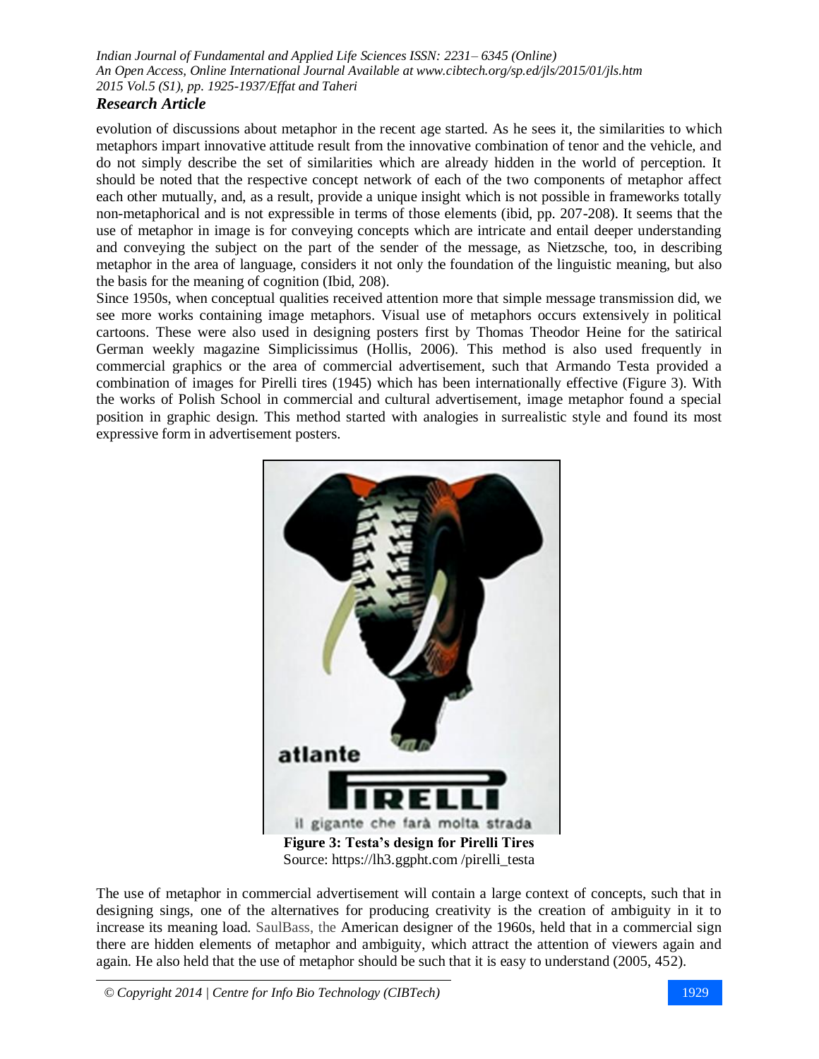evolution of discussions about metaphor in the recent age started. As he sees it, the similarities to which metaphors impart innovative attitude result from the innovative combination of tenor and the vehicle, and do not simply describe the set of similarities which are already hidden in the world of perception. It should be noted that the respective concept network of each of the two components of metaphor affect each other mutually, and, as a result, provide a unique insight which is not possible in frameworks totally non-metaphorical and is not expressible in terms of those elements (ibid, pp. 207-208). It seems that the use of metaphor in image is for conveying concepts which are intricate and entail deeper understanding and conveying the subject on the part of the sender of the message, as Nietzsche, too, in describing metaphor in the area of language, considers it not only the foundation of the linguistic meaning, but also the basis for the meaning of cognition (Ibid, 208).

Since 1950s, when conceptual qualities received attention more that simple message transmission did, we see more works containing image metaphors. Visual use of metaphors occurs extensively in political cartoons. These were also used in designing posters first by Thomas Theodor Heine for the satirical German weekly magazine Simplicissimus (Hollis, 2006). This method is also used frequently in commercial graphics or the area of commercial advertisement, such that Armando Testa provided a combination of images for Pirelli tires (1945) which has been internationally effective (Figure 3). With the works of Polish School in commercial and cultural advertisement, image metaphor found a special position in graphic design. This method started with analogies in surrealistic style and found its most expressive form in advertisement posters.

**Figure 3: Testa's design for Pirelli Tires**
Source: https://lh3.ggpht.com /pirelli_testa

The use of metaphor in commercial advertisement will contain a large context of concepts, such that in designing sings, one of the alternatives for producing creativity is the creation of ambiguity in it to increase its meaning load. SaulBass, the American designer of the 1960s, held that in a commercial sign there are hidden elements of metaphor and ambiguity, which attract the attention of viewers again and again. He also held that the use of metaphor should be such that it is easy to understand (2005, 452).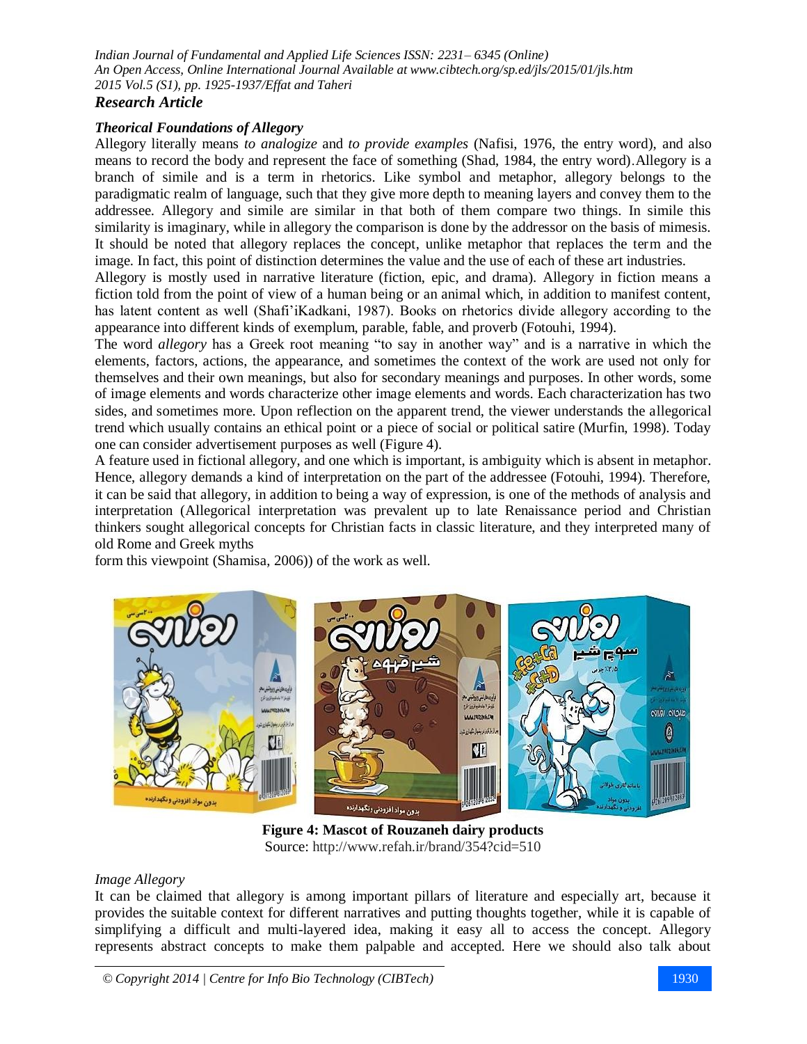### Theorical Foundations of Allegory

Allegory literally means *to analogize* and *to provide examples* (Nafisi, 1976, the entry word), and also means to record the body and represent the face of something (Shad, 1984, the entry word).Allegory is a branch of simile and is a term in rhetorics. Like symbol and metaphor, allegory belongs to the paradigmatic realm of language, such that they give more depth to meaning layers and convey them to the addressee. Allegory and simile are similar in that both of them compare two things. In simile this similarity is imaginary, while in allegory the comparison is done by the addressor on the basis of mimesis. It should be noted that allegory replaces the concept, unlike metaphor that replaces the term and the image. In fact, this point of distinction determines the value and the use of each of these art industries.

Allegory is mostly used in narrative literature (fiction, epic, and drama). Allegory in fiction means a fiction told from the point of view of a human being or an animal which, in addition to manifest content, has latent content as well (Shafi'iKadkani, 1987). Books on rhetorics divide allegory according to the appearance into different kinds of exemplum, parable, fable, and proverb (Fotouhi, 1994).

The word *allegory* has a Greek root meaning "to say in another way" and is a narrative in which the elements, factors, actions, the appearance, and sometimes the context of the work are used not only for themselves and their own meanings, but also for secondary meanings and purposes. In other words, some of image elements and words characterize other image elements and words. Each characterization has two sides, and sometimes more. Upon reflection on the apparent trend, the viewer understands the allegorical trend which usually contains an ethical point or a piece of social or political satire (Murfin, 1998). Today one can consider advertisement purposes as well (Figure 4).

A feature used in fictional allegory, and one which is important, is ambiguity which is absent in metaphor. Hence, allegory demands a kind of interpretation on the part of the addressee (Fotouhi, 1994). Therefore, it can be said that allegory, in addition to being a way of expression, is one of the methods of analysis and interpretation (Allegorical interpretation was prevalent up to late Renaissance period and Christian thinkers sought allegorical concepts for Christian facts in classic literature, and they interpreted many of old Rome and Greek myths
form this viewpoint (Shamisa, 2006)) of the work as well.

**Figure 4: Mascot of Rouzaneh dairy products**
Source: http://www.refah.ir/brand/354?cid=510

*Image Allegory*

It can be claimed that allegory is among important pillars of literature and especially art, because it provides the suitable context for different narratives and putting thoughts together, while it is capable of simplifying a difficult and multi-layered idea, making it easy all to access the concept. Allegory represents abstract concepts to make them palpable and accepted. Here we should also talk about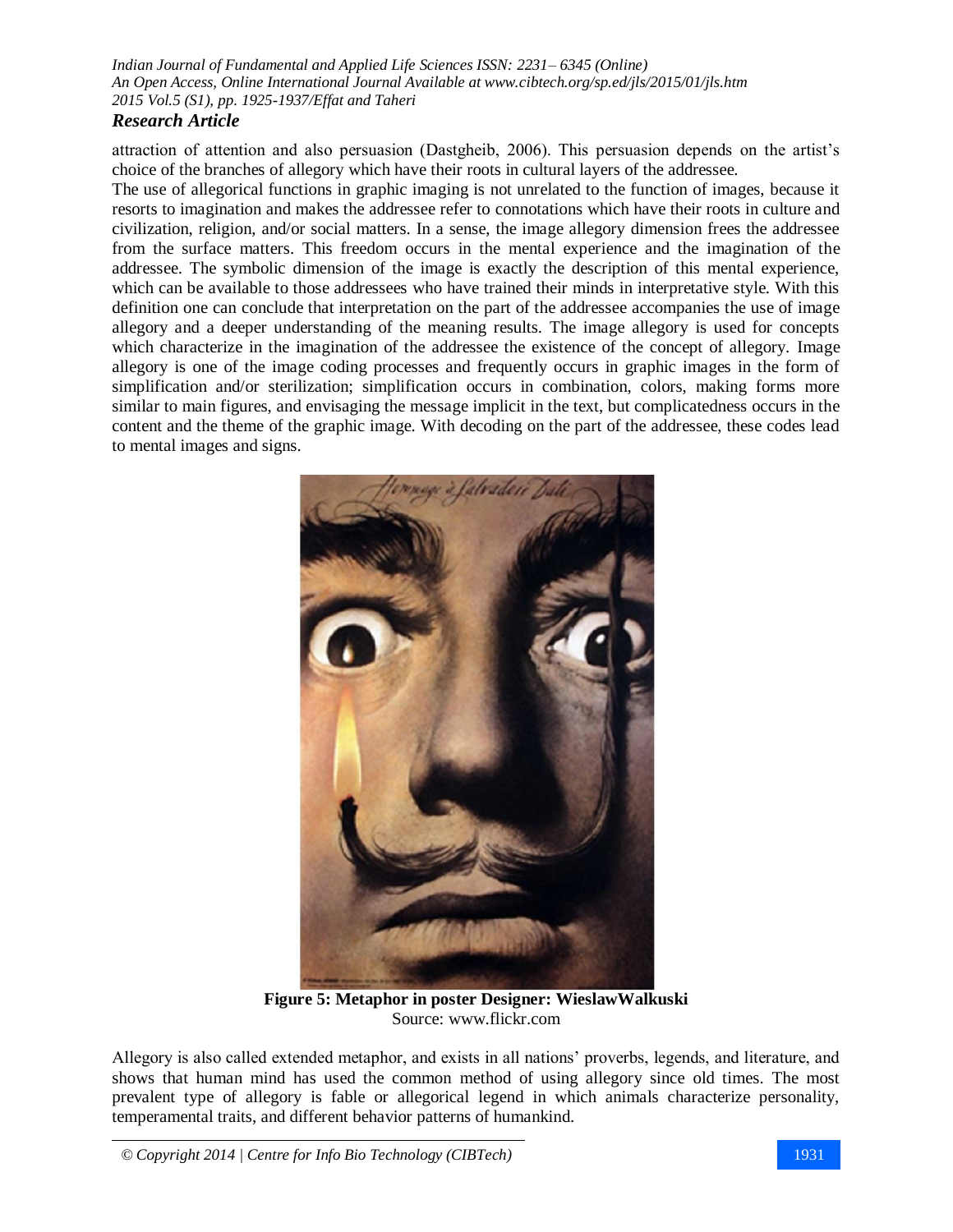attraction of attention and also persuasion (Dastgheib, 2006). This persuasion depends on the artist's choice of the branches of allegory which have their roots in cultural layers of the addressee.

The use of allegorical functions in graphic imaging is not unrelated to the function of images, because it resorts to imagination and makes the addressee refer to connotations which have their roots in culture and civilization, religion, and/or social matters. In a sense, the image allegory dimension frees the addressee from the surface matters. This freedom occurs in the mental experience and the imagination of the addressee. The symbolic dimension of the image is exactly the description of this mental experience, which can be available to those addressees who have trained their minds in interpretative style. With this definition one can conclude that interpretation on the part of the addressee accompanies the use of image allegory and a deeper understanding of the meaning results. The image allegory is used for concepts which characterize in the imagination of the addressee the existence of the concept of allegory. Image allegory is one of the image coding processes and frequently occurs in graphic images in the form of simplification and/or sterilization; simplification occurs in combination, colors, making forms more similar to main figures, and envisaging the message implicit in the text, but complicatedness occurs in the content and the theme of the graphic image. With decoding on the part of the addressee, these codes lead to mental images and signs.

**Figure 5: Metaphor in poster Designer: WieslawWalkuski**
Source: www.flickr.com

Allegory is also called extended metaphor, and exists in all nations' proverbs, legends, and literature, and shows that human mind has used the common method of using allegory since old times. The most prevalent type of allegory is fable or allegorical legend in which animals characterize personality, temperamental traits, and different behavior patterns of humankind.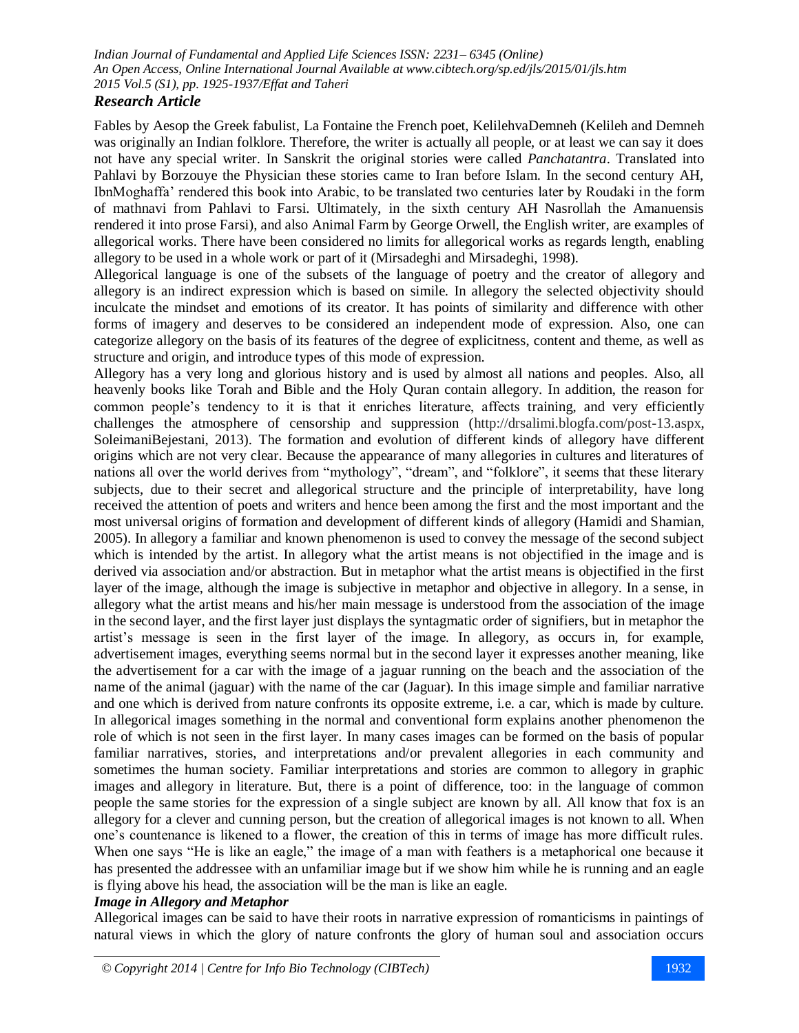Fables by Aesop the Greek fabulist, La Fontaine the French poet, KelilehvaDemneh (Kelileh and Demneh was originally an Indian folklore. Therefore, the writer is actually all people, or at least we can say it does not have any special writer. In Sanskrit the original stories were called *Panchatantra*. Translated into Pahlavi by Borzouye the Physician these stories came to Iran before Islam. In the second century AH, IbnMoghaffa' rendered this book into Arabic, to be translated two centuries later by Roudaki in the form of mathnavi from Pahlavi to Farsi. Ultimately, in the sixth century AH Nasrollah the Amanuensis rendered it into prose Farsi), and also Animal Farm by George Orwell, the English writer, are examples of allegorical works. There have been considered no limits for allegorical works as regards length, enabling allegory to be used in a whole work or part of it (Mirsadeghi and Mirsadeghi, 1998).

Allegorical language is one of the subsets of the language of poetry and the creator of allegory and allegory is an indirect expression which is based on simile. In allegory the selected objectivity should inculcate the mindset and emotions of its creator. It has points of similarity and difference with other forms of imagery and deserves to be considered an independent mode of expression. Also, one can categorize allegory on the basis of its features of the degree of explicitness, content and theme, as well as structure and origin, and introduce types of this mode of expression.

Allegory has a very long and glorious history and is used by almost all nations and peoples. Also, all heavenly books like Torah and Bible and the Holy Quran contain allegory. In addition, the reason for common people's tendency to it is that it enriches literature, affects training, and very efficiently challenges the atmosphere of censorship and suppression (http://drsalimi.blogfa.com/post-13.aspx, SoleimaniBejestani, 2013). The formation and evolution of different kinds of allegory have different origins which are not very clear. Because the appearance of many allegories in cultures and literatures of nations all over the world derives from "mythology", "dream", and "folklore", it seems that these literary subjects, due to their secret and allegorical structure and the principle of interpretability, have long received the attention of poets and writers and hence been among the first and the most important and the most universal origins of formation and development of different kinds of allegory (Hamidi and Shamian, 2005). In allegory a familiar and known phenomenon is used to convey the message of the second subject which is intended by the artist. In allegory what the artist means is not objectified in the image and is derived via association and/or abstraction. But in metaphor what the artist means is objectified in the first layer of the image, although the image is subjective in metaphor and objective in allegory. In a sense, in allegory what the artist means and his/her main message is understood from the association of the image in the second layer, and the first layer just displays the syntagmatic order of signifiers, but in metaphor the artist's message is seen in the first layer of the image. In allegory, as occurs in, for example, advertisement images, everything seems normal but in the second layer it expresses another meaning, like the advertisement for a car with the image of a jaguar running on the beach and the association of the name of the animal (jaguar) with the name of the car (Jaguar). In this image simple and familiar narrative and one which is derived from nature confronts its opposite extreme, i.e. a car, which is made by culture. In allegorical images something in the normal and conventional form explains another phenomenon the role of which is not seen in the first layer. In many cases images can be formed on the basis of popular familiar narratives, stories, and interpretations and/or prevalent allegories in each community and sometimes the human society. Familiar interpretations and stories are common to allegory in graphic images and allegory in literature. But, there is a point of difference, too: in the language of common people the same stories for the expression of a single subject are known by all. All know that fox is an allegory for a clever and cunning person, but the creation of allegorical images is not known to all. When one's countenance is likened to a flower, the creation of this in terms of image has more difficult rules. When one says "He is like an eagle," the image of a man with feathers is a metaphorical one because it has presented the addressee with an unfamiliar image but if we show him while he is running and an eagle is flying above his head, the association will be the man is like an eagle.

### *Image in Allegory and Metaphor*

Allegorical images can be said to have their roots in narrative expression of romanticisms in paintings of natural views in which the glory of nature confronts the glory of human soul and association occurs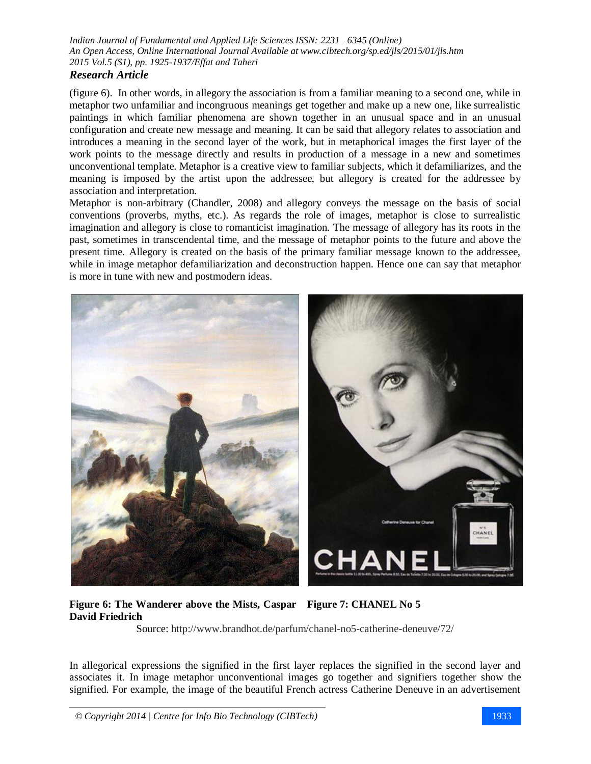(figure 6). In other words, in allegory the association is from a familiar meaning to a second one, while in metaphor two unfamiliar and incongruous meanings get together and make up a new one, like surrealistic paintings in which familiar phenomena are shown together in an unusual space and in an unusual configuration and create new message and meaning. It can be said that allegory relates to association and introduces a meaning in the second layer of the work, but in metaphorical images the first layer of the work points to the message directly and results in production of a message in a new and sometimes unconventional template. Metaphor is a creative view to familiar subjects, which it defamiliarizes, and the meaning is imposed by the artist upon the addressee, but allegory is created for the addressee by association and interpretation.

Metaphor is non-arbitrary (Chandler, 2008) and allegory conveys the message on the basis of social conventions (proverbs, myths, etc.). As regards the role of images, metaphor is close to surrealistic imagination and allegory is close to romanticist imagination. The message of allegory has its roots in the past, sometimes in transcendental time, and the message of metaphor points to the future and above the present time. Allegory is created on the basis of the primary familiar message known to the addressee, while in image metaphor defamiliarization and deconstruction happen. Hence one can say that metaphor is more in tune with new and postmodern ideas.

**Figure 6: The Wanderer above the Mists, Caspar David Friedrich**

**Figure 7: CHANEL No 5**

Source: http://www.brandhot.de/parfum/chanel-no5-catherine-deneuve/72/

In allegorical expressions the signified in the first layer replaces the signified in the second layer and associates it. In image metaphor unconventional images go together and signifiers together show the signified. For example, the image of the beautiful French actress Catherine Deneuve in an advertisement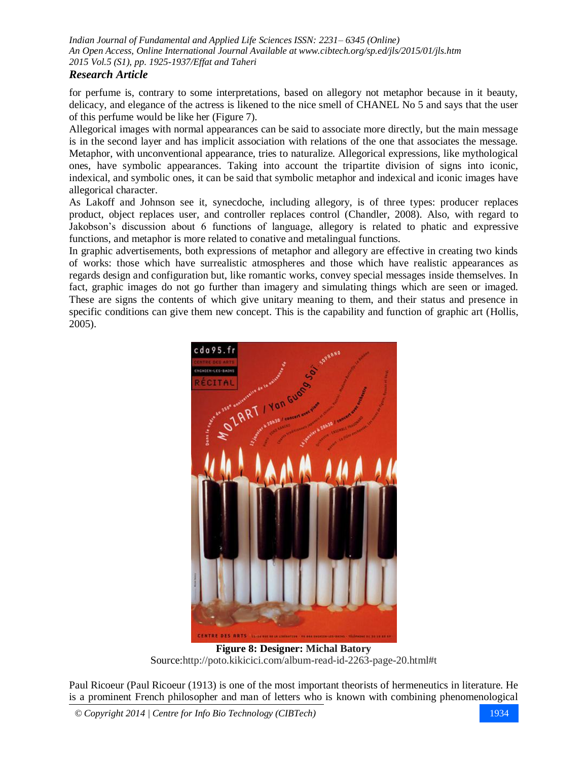for perfume is, contrary to some interpretations, based on allegory not metaphor because in it beauty, delicacy, and elegance of the actress is likened to the nice smell of CHANEL No 5 and says that the user of this perfume would be like her (Figure 7).

Allegorical images with normal appearances can be said to associate more directly, but the main message is in the second layer and has implicit association with relations of the one that associates the message. Metaphor, with unconventional appearance, tries to naturalize. Allegorical expressions, like mythological ones, have symbolic appearances. Taking into account the tripartite division of signs into iconic, indexical, and symbolic ones, it can be said that symbolic metaphor and indexical and iconic images have allegorical character.

As Lakoff and Johnson see it, synecdoche, including allegory, is of three types: producer replaces product, object replaces user, and controller replaces control (Chandler, 2008). Also, with regard to Jakobson's discussion about 6 functions of language, allegory is related to phatic and expressive functions, and metaphor is more related to conative and metalingual functions.

In graphic advertisements, both expressions of metaphor and allegory are effective in creating two kinds of works: those which have surrealistic atmospheres and those which have realistic appearances as regards design and configuration but, like romantic works, convey special messages inside themselves. In fact, graphic images do not go further than imagery and simulating things which are seen or imaged. These are signs the contents of which give unitary meaning to them, and their status and presence in specific conditions can give them new concept. This is the capability and function of graphic art (Hollis, 2005).

**Figure 8: Designer: Michal Batory**
Source:http://poto.kikicici.com/album-read-id-2263-page-20.html#t

Paul Ricoeur (Paul Ricoeur (1913) is one of the most important theorists of hermeneutics in literature. He is a prominent French philosopher and man of letters who is known with combining phenomenological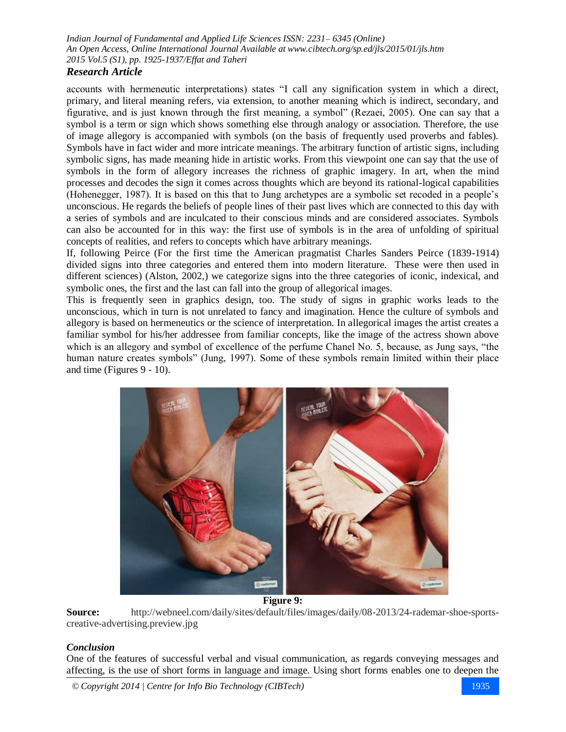accounts with hermeneutic interpretations) states "I call any signification system in which a direct, primary, and literal meaning refers, via extension, to another meaning which is indirect, secondary, and figurative, and is just known through the first meaning, a symbol" (Rezaei, 2005). One can say that a symbol is a term or sign which shows something else through analogy or association. Therefore, the use of image allegory is accompanied with symbols (on the basis of frequently used proverbs and fables). Symbols have in fact wider and more intricate meanings. The arbitrary function of artistic signs, including symbolic signs, has made meaning hide in artistic works. From this viewpoint one can say that the use of symbols in the form of allegory increases the richness of graphic imagery. In art, when the mind processes and decodes the sign it comes across thoughts which are beyond its rational-logical capabilities (Hohenegger, 1987). It is based on this that to Jung archetypes are a symbolic set recoded in a people's unconscious. He regards the beliefs of people lines of their past lives which are connected to this day with a series of symbols and are inculcated to their conscious minds and are considered associates. Symbols can also be accounted for in this way: the first use of symbols is in the area of unfolding of spiritual concepts of realities, and refers to concepts which have arbitrary meanings.

If, following Peirce (For the first time the American pragmatist Charles Sanders Peirce (1839-1914) divided signs into three categories and entered them into modern literature. These were then used in different sciences) (Alston, 2002,) we categorize signs into the three categories of iconic, indexical, and symbolic ones, the first and the last can fall into the group of allegorical images.

This is frequently seen in graphics design, too. The study of signs in graphic works leads to the unconscious, which in turn is not unrelated to fancy and imagination. Hence the culture of symbols and allegory is based on hermeneutics or the science of interpretation. In allegorical images the artist creates a familiar symbol for his/her addressee from familiar concepts, like the image of the actress shown above which is an allegory and symbol of excellence of the perfume Chanel No. 5, because, as Jung says, "the human nature creates symbols" (Jung, 1997). Some of these symbols remain limited within their place and time (Figures 9 - 10).

**Figure 9:**

**Source:** http://webneel.com/daily/sites/default/files/images/daily/08-2013/24-rademar-shoe-sports-creative-advertising.preview.jpg

### *Conclusion*

One of the features of successful verbal and visual communication, as regards conveying messages and affecting, is the use of short forms in language and image. Using short forms enables one to deepen the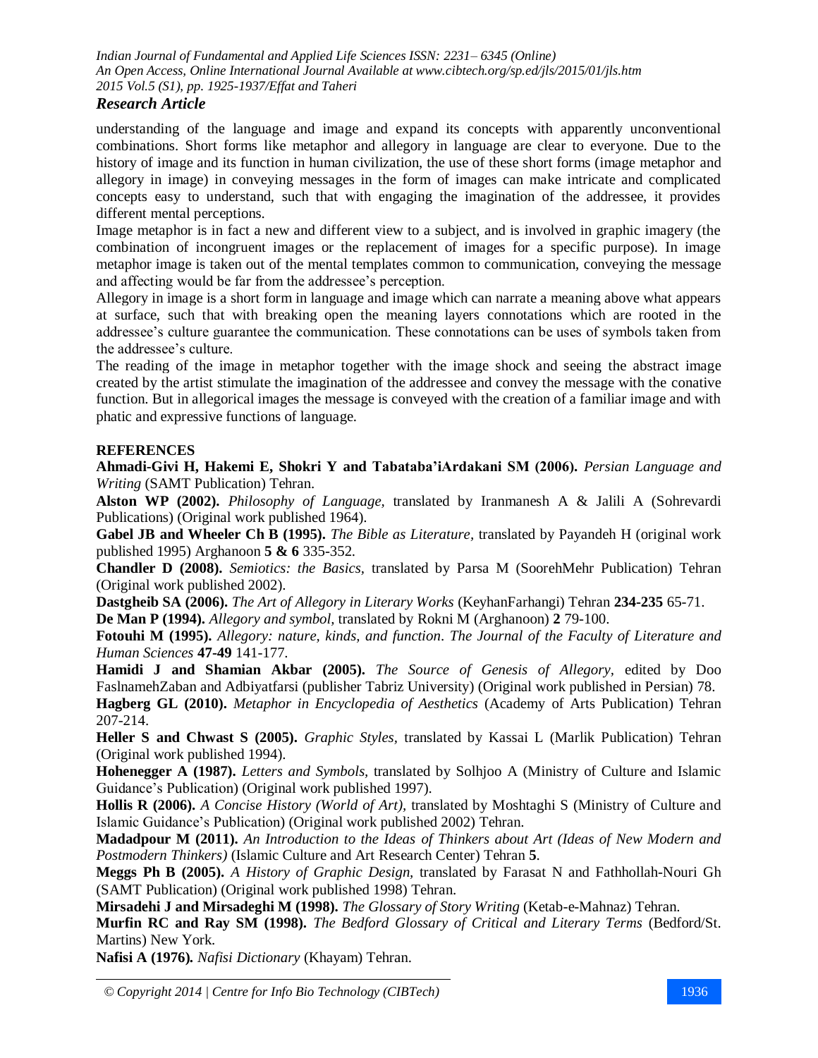understanding of the language and image and expand its concepts with apparently unconventional combinations. Short forms like metaphor and allegory in language are clear to everyone. Due to the history of image and its function in human civilization, the use of these short forms (image metaphor and allegory in image) in conveying messages in the form of images can make intricate and complicated concepts easy to understand, such that with engaging the imagination of the addressee, it provides different mental perceptions.

Image metaphor is in fact a new and different view to a subject, and is involved in graphic imagery (the combination of incongruent images or the replacement of images for a specific purpose). In image metaphor image is taken out of the mental templates common to communication, conveying the message and affecting would be far from the addressee's perception.

Allegory in image is a short form in language and image which can narrate a meaning above what appears at surface, such that with breaking open the meaning layers connotations which are rooted in the addressee's culture guarantee the communication. These connotations can be uses of symbols taken from the addressee's culture.

The reading of the image in metaphor together with the image shock and seeing the abstract image created by the artist stimulate the imagination of the addressee and convey the message with the conative function. But in allegorical images the message is conveyed with the creation of a familiar image and with phatic and expressive functions of language.

## REFERENCES

**Ahmadi-Givi H, Hakemi E, Shokri Y and Tabataba'iArdakani SM (2006).** *Persian Language and Writing* (SAMT Publication) Tehran.

**Alston WP (2002).** *Philosophy of Language,* translated by Iranmanesh A & Jalili A (Sohrevardi Publications) (Original work published 1964).

**Gabel JB and Wheeler Ch B (1995).** *The Bible as Literature,* translated by Payandeh H (original work published 1995) Arghanoon **5 & 6** 335-352.

**Chandler D (2008).** *Semiotics: the Basics,* translated by Parsa M (SoorehMehr Publication) Tehran (Original work published 2002).

**Dastgheib SA (2006).** *The Art of Allegory in Literary Works* (KeyhanFarhangi) Tehran **234-235** 65-71.

**De Man P (1994).** *Allegory and symbol,* translated by Rokni M (Arghanoon) **2** 79-100.

**Fotouhi M (1995).** *Allegory: nature, kinds, and function*. *The Journal of the Faculty of Literature and Human Sciences* **47-49** 141-177.

**Hamidi J and Shamian Akbar (2005).** *The Source of Genesis of Allegory,* edited by Doo FaslnamehZaban and Adbiyatfarsi (publisher Tabriz University) (Original work published in Persian) 78.

**Hagberg GL (2010).** *Metaphor in Encyclopedia of Aesthetics* (Academy of Arts Publication) Tehran 207-214.

**Heller S and Chwast S (2005).** *Graphic Styles,* translated by Kassai L (Marlik Publication) Tehran (Original work published 1994).

**Hohenegger A (1987).** *Letters and Symbols,* translated by Solhjoo A (Ministry of Culture and Islamic Guidance's Publication) (Original work published 1997).

**Hollis R (2006).** *A Concise History (World of Art),* translated by Moshtaghi S (Ministry of Culture and Islamic Guidance's Publication) (Original work published 2002) Tehran.

**Madadpour M (2011).** *An Introduction to the Ideas of Thinkers about Art (Ideas of New Modern and Postmodern Thinkers)* (Islamic Culture and Art Research Center) Tehran **5**.

**Meggs Ph B (2005).** *A History of Graphic Design,* translated by Farasat N and Fathhollah-Nouri Gh (SAMT Publication) (Original work published 1998) Tehran.

**Mirsadehi J and Mirsadeghi M (1998).** *The Glossary of Story Writing* (Ketab-e-Mahnaz) Tehran.

**Murfin RC and Ray SM (1998).** *The Bedford Glossary of Critical and Literary Terms* (Bedford/St. Martins) New York.

**Nafisi A (1976).** *Nafisi Dictionary* (Khayam) Tehran.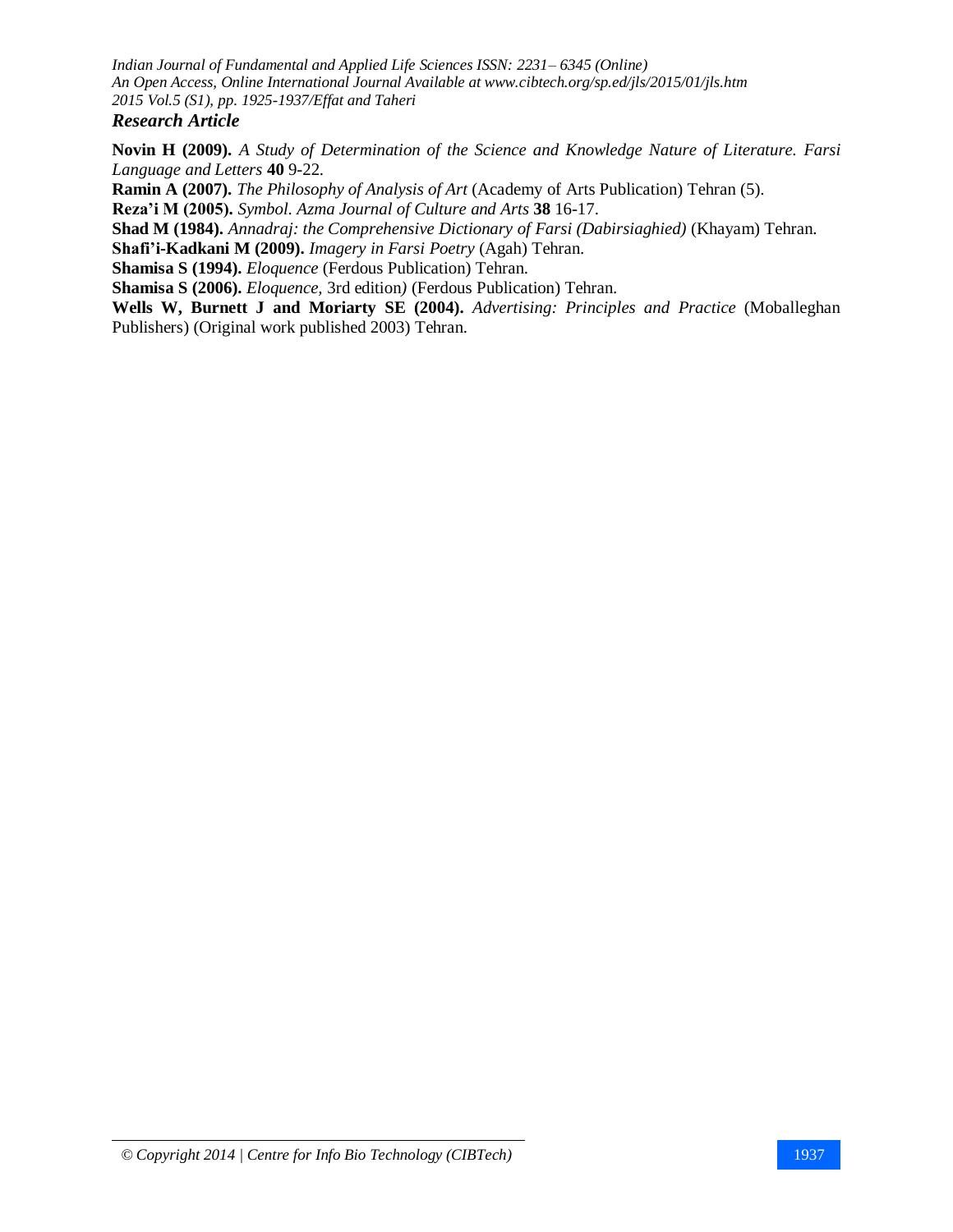**Novin H (2009).** *A Study of Determination of the Science and Knowledge Nature of Literature. Farsi Language and Letters* **40** 9-22.

**Ramin A (2007).** *The Philosophy of Analysis of Art* (Academy of Arts Publication) Tehran (5).

**Reza'i M (2005).** *Symbol. Azma Journal of Culture and Arts* **38** 16-17.

**Shad M (1984).** *Annadraj: the Comprehensive Dictionary of Farsi (Dabirsiaghied)* (Khayam) Tehran.

**Shafi'i-Kadkani M (2009).** *Imagery in Farsi Poetry* (Agah) Tehran.

**Shamisa S (1994).** *Eloquence* (Ferdous Publication) Tehran.

**Shamisa S (2006).** *Eloquence,* 3rd edition*)* (Ferdous Publication) Tehran.

**Wells W, Burnett J and Moriarty SE (2004).** *Advertising: Principles and Practice* (Moballeghan Publishers) (Original work published 2003) Tehran.